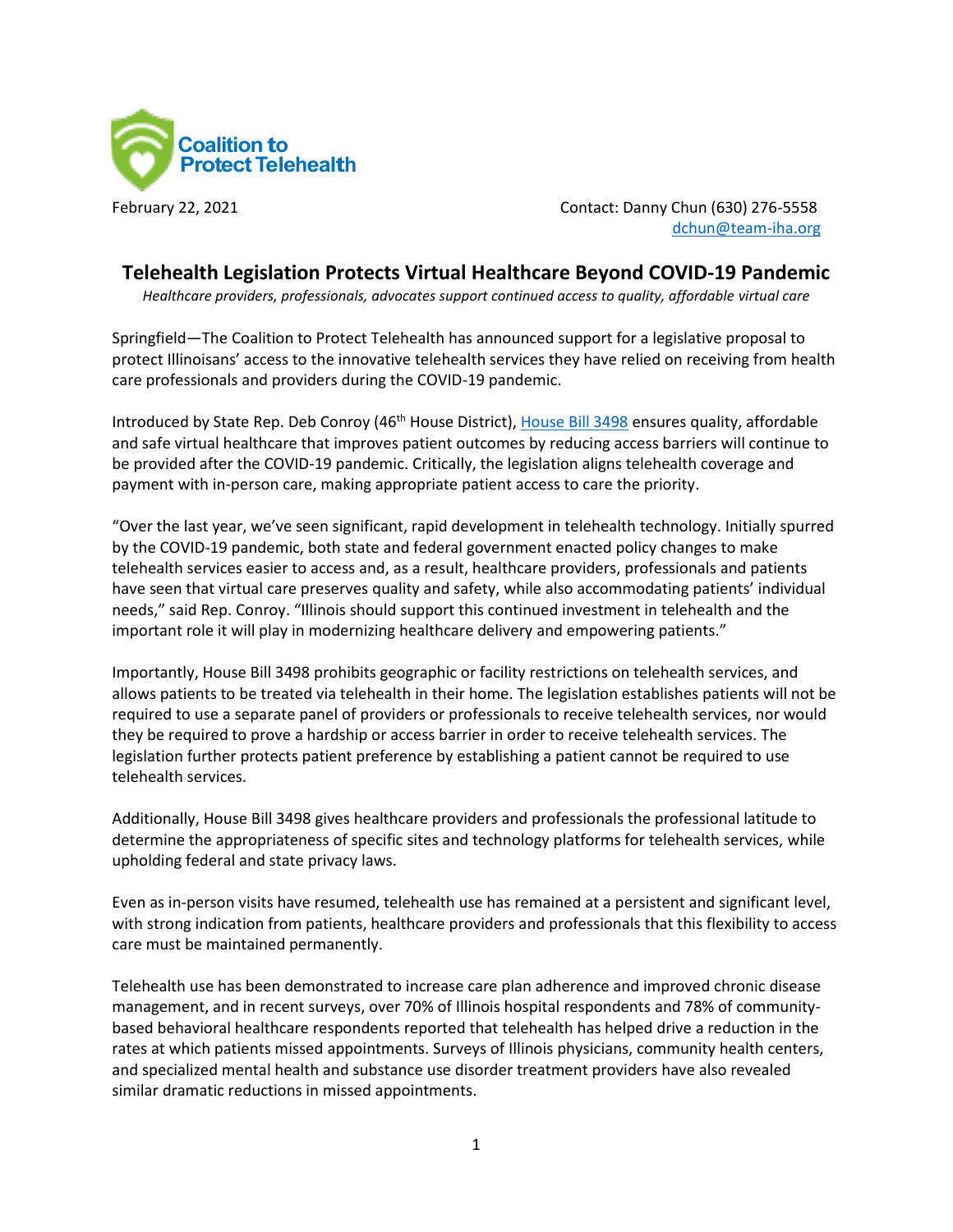Coalition to Protect Telehealth

February 22, 2021

Contact: Danny Chun (630) 276-5558
dchun@team-iha.org

# Telehealth Legislation Protects Virtual Healthcare Beyond COVID-19 Pandemic

*Healthcare providers, professionals, advocates support continued access to quality, affordable virtual care*

Springfield—The Coalition to Protect Telehealth has announced support for a legislative proposal to protect Illinoisans' access to the innovative telehealth services they have relied on receiving from health care professionals and providers during the COVID-19 pandemic.

Introduced by State Rep. Deb Conroy (46th House District), House Bill 3498 ensures quality, affordable and safe virtual healthcare that improves patient outcomes by reducing access barriers will continue to be provided after the COVID-19 pandemic. Critically, the legislation aligns telehealth coverage and payment with in-person care, making appropriate patient access to care the priority.

"Over the last year, we've seen significant, rapid development in telehealth technology. Initially spurred by the COVID-19 pandemic, both state and federal government enacted policy changes to make telehealth services easier to access and, as a result, healthcare providers, professionals and patients have seen that virtual care preserves quality and safety, while also accommodating patients' individual needs," said Rep. Conroy. "Illinois should support this continued investment in telehealth and the important role it will play in modernizing healthcare delivery and empowering patients."

Importantly, House Bill 3498 prohibits geographic or facility restrictions on telehealth services, and allows patients to be treated via telehealth in their home. The legislation establishes patients will not be required to use a separate panel of providers or professionals to receive telehealth services, nor would they be required to prove a hardship or access barrier in order to receive telehealth services. The legislation further protects patient preference by establishing a patient cannot be required to use telehealth services.

Additionally, House Bill 3498 gives healthcare providers and professionals the professional latitude to determine the appropriateness of specific sites and technology platforms for telehealth services, while upholding federal and state privacy laws.

Even as in-person visits have resumed, telehealth use has remained at a persistent and significant level, with strong indication from patients, healthcare providers and professionals that this flexibility to access care must be maintained permanently.

Telehealth use has been demonstrated to increase care plan adherence and improved chronic disease management, and in recent surveys, over 70% of Illinois hospital respondents and 78% of community-based behavioral healthcare respondents reported that telehealth has helped drive a reduction in the rates at which patients missed appointments. Surveys of Illinois physicians, community health centers, and specialized mental health and substance use disorder treatment providers have also revealed similar dramatic reductions in missed appointments.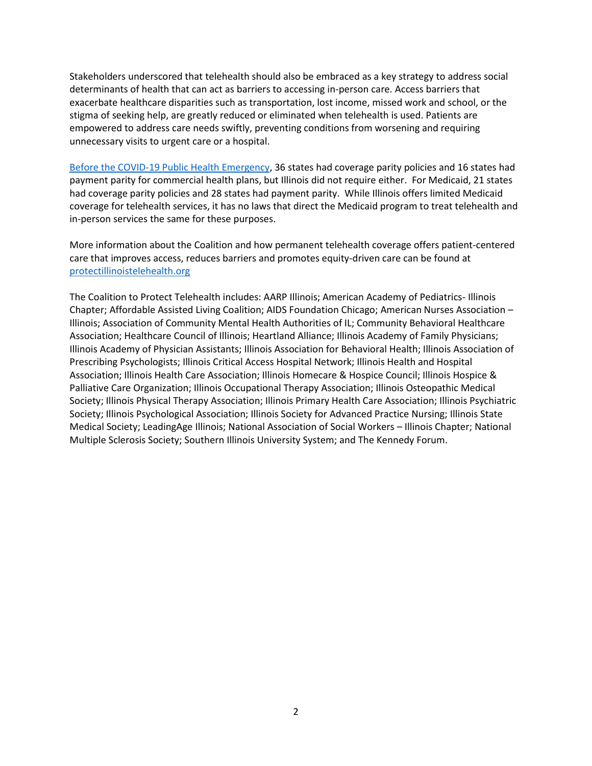Stakeholders underscored that telehealth should also be embraced as a key strategy to address social determinants of health that can act as barriers to accessing in-person care. Access barriers that exacerbate healthcare disparities such as transportation, lost income, missed work and school, or the stigma of seeking help, are greatly reduced or eliminated when telehealth is used. Patients are empowered to address care needs swiftly, preventing conditions from worsening and requiring unnecessary visits to urgent care or a hospital.

Before the COVID-19 Public Health Emergency, 36 states had coverage parity policies and 16 states had payment parity for commercial health plans, but Illinois did not require either. For Medicaid, 21 states had coverage parity policies and 28 states had payment parity. While Illinois offers limited Medicaid coverage for telehealth services, it has no laws that direct the Medicaid program to treat telehealth and in-person services the same for these purposes.

More information about the Coalition and how permanent telehealth coverage offers patient-centered care that improves access, reduces barriers and promotes equity-driven care can be found at protectillinoistelehealth.org

The Coalition to Protect Telehealth includes: AARP Illinois; American Academy of Pediatrics- Illinois Chapter; Affordable Assisted Living Coalition; AIDS Foundation Chicago; American Nurses Association – Illinois; Association of Community Mental Health Authorities of IL; Community Behavioral Healthcare Association; Healthcare Council of Illinois; Heartland Alliance; Illinois Academy of Family Physicians; Illinois Academy of Physician Assistants; Illinois Association for Behavioral Health; Illinois Association of Prescribing Psychologists; Illinois Critical Access Hospital Network; Illinois Health and Hospital Association; Illinois Health Care Association; Illinois Homecare & Hospice Council; Illinois Hospice & Palliative Care Organization; Illinois Occupational Therapy Association; Illinois Osteopathic Medical Society; Illinois Physical Therapy Association; Illinois Primary Health Care Association; Illinois Psychiatric Society; Illinois Psychological Association; Illinois Society for Advanced Practice Nursing; Illinois State Medical Society; LeadingAge Illinois; National Association of Social Workers – Illinois Chapter; National Multiple Sclerosis Society; Southern Illinois University System; and The Kennedy Forum.